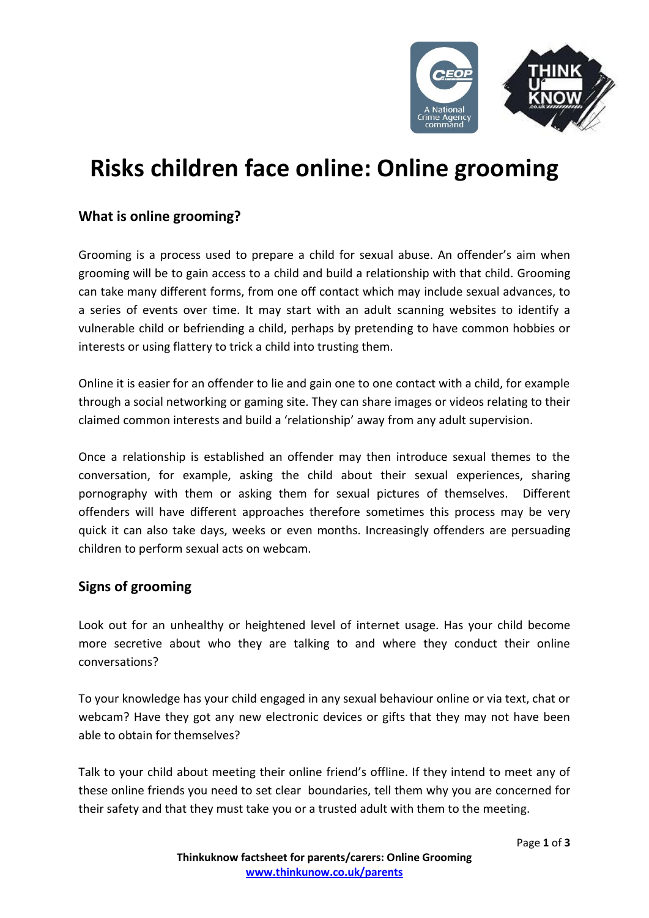# Risks children face online: Online grooming

## What is online grooming?

Grooming is a process used to prepare a child for sexual abuse. An offender's aim when grooming will be to gain access to a child and build a relationship with that child. Grooming can take many different forms, from one off contact which may include sexual advances, to a series of events over time. It may start with an adult scanning websites to identify a vulnerable child or befriending a child, perhaps by pretending to have common hobbies or interests or using flattery to trick a child into trusting them.

Online it is easier for an offender to lie and gain one to one contact with a child, for example through a social networking or gaming site. They can share images or videos relating to their claimed common interests and build a 'relationship' away from any adult supervision.

Once a relationship is established an offender may then introduce sexual themes to the conversation, for example, asking the child about their sexual experiences, sharing pornography with them or asking them for sexual pictures of themselves. Different offenders will have different approaches therefore sometimes this process may be very quick it can also take days, weeks or even months. Increasingly offenders are persuading children to perform sexual acts on webcam.

## Signs of grooming

Look out for an unhealthy or heightened level of internet usage. Has your child become more secretive about who they are talking to and where they conduct their online conversations?

To your knowledge has your child engaged in any sexual behaviour online or via text, chat or webcam? Have they got any new electronic devices or gifts that they may not have been able to obtain for themselves?

Talk to your child about meeting their online friend's offline. If they intend to meet any of these online friends you need to set clear boundaries, tell them why you are concerned for their safety and that they must take you or a trusted adult with them to the meeting.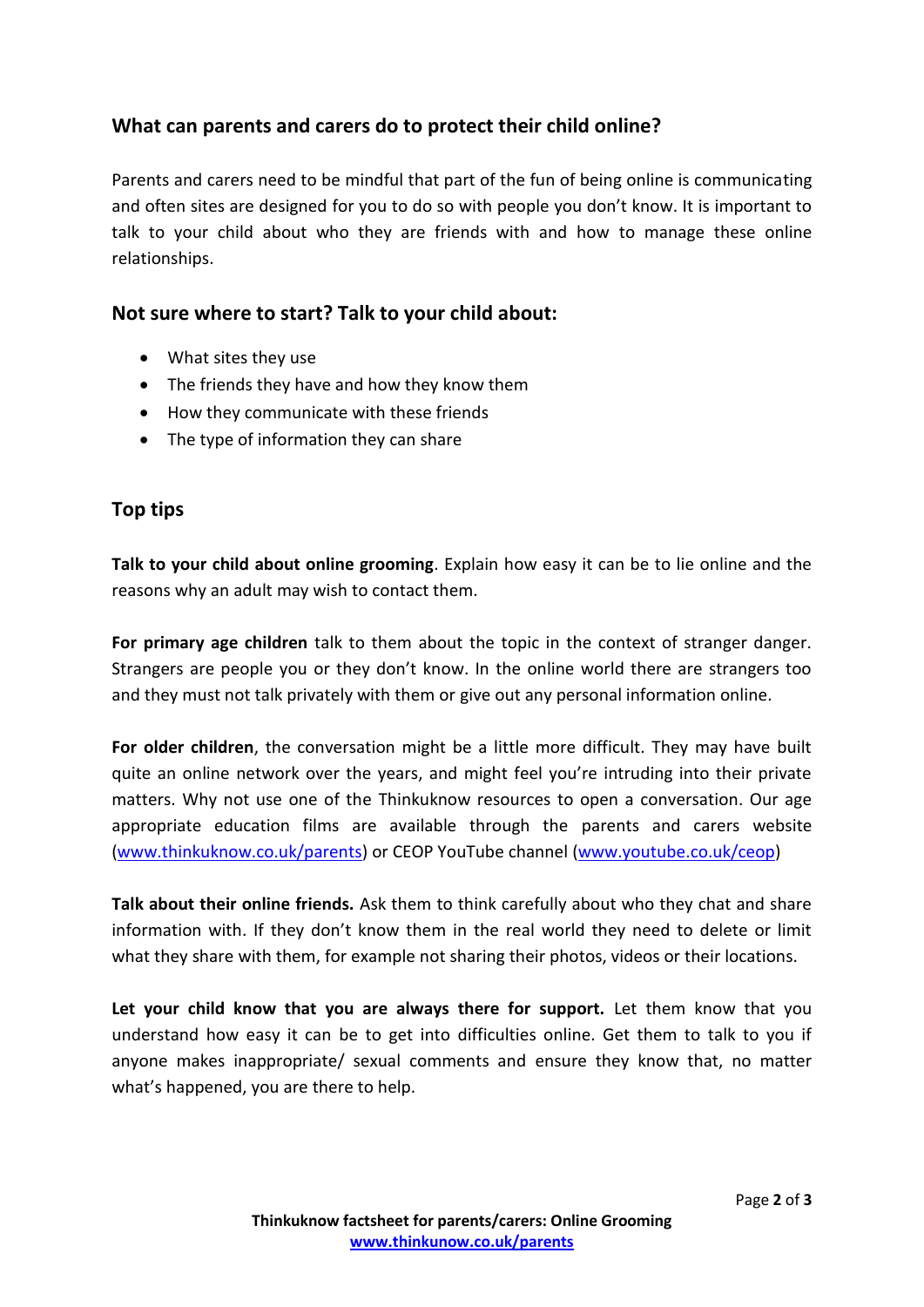## What can parents and carers do to protect their child online?

Parents and carers need to be mindful that part of the fun of being online is communicating and often sites are designed for you to do so with people you don't know. It is important to talk to your child about who they are friends with and how to manage these online relationships.

## Not sure where to start? Talk to your child about:

- What sites they use
- The friends they have and how they know them
- How they communicate with these friends
- The type of information they can share

## Top tips

**Talk to your child about online grooming**. Explain how easy it can be to lie online and the reasons why an adult may wish to contact them.

**For primary age children** talk to them about the topic in the context of stranger danger. Strangers are people you or they don't know. In the online world there are strangers too and they must not talk privately with them or give out any personal information online.

**For older children**, the conversation might be a little more difficult. They may have built quite an online network over the years, and might feel you're intruding into their private matters. Why not use one of the Thinkuknow resources to open a conversation. Our age appropriate education films are available through the parents and carers website ([www.thinkuknow.co.uk/parents](www.thinkuknow.co.uk/parents)) or CEOP YouTube channel ([www.youtube.co.uk/ceop](www.youtube.co.uk/ceop))

**Talk about their online friends.** Ask them to think carefully about who they chat and share information with. If they don't know them in the real world they need to delete or limit what they share with them, for example not sharing their photos, videos or their locations.

**Let your child know that you are always there for support.** Let them know that you understand how easy it can be to get into difficulties online. Get them to talk to you if anyone makes inappropriate/ sexual comments and ensure they know that, no matter what's happened, you are there to help.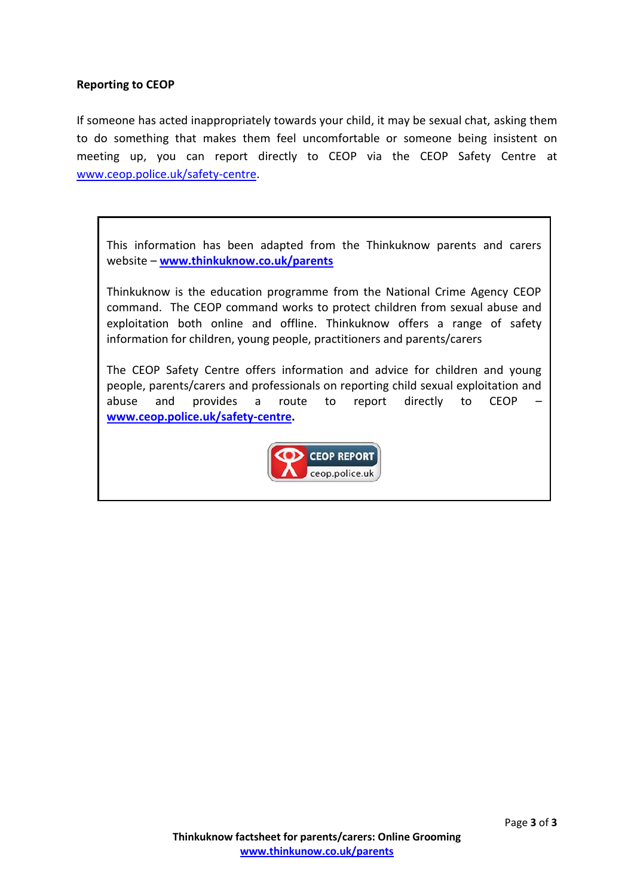**Reporting to CEOP**

If someone has acted inappropriately towards your child, it may be sexual chat, asking them to do something that makes them feel uncomfortable or someone being insistent on meeting up, you can report directly to CEOP via the CEOP Safety Centre at www.ceop.police.uk/safety-centre.

This information has been adapted from the Thinkuknow parents and carers website – **www.thinkuknow.co.uk/parents**

Thinkuknow is the education programme from the National Crime Agency CEOP command. The CEOP command works to protect children from sexual abuse and exploitation both online and offline. Thinkuknow offers a range of safety information for children, young people, practitioners and parents/carers

The CEOP Safety Centre offers information and advice for children and young people, parents/carers and professionals on reporting child sexual exploitation and abuse and provides a route to report directly to CEOP – **www.ceop.police.uk/safety-centre.**

CEOP REPORT
ceop.police.uk

**Thinkuknow factsheet for parents/carers: Online Grooming**
**www.thinkunow.co.uk/parents**